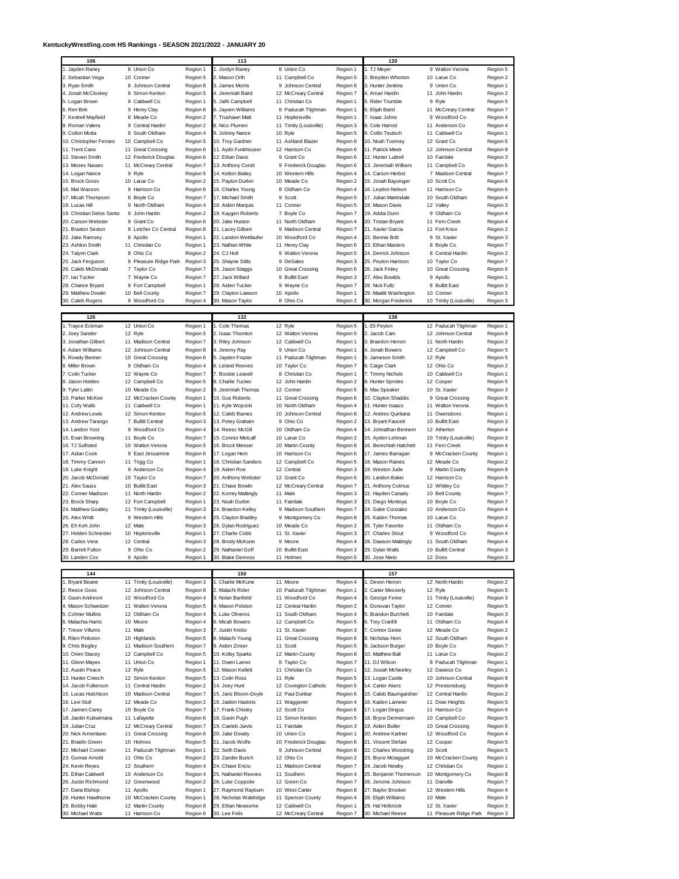# KentuckyWrestling.com HS Rankings - SEASON 2021/2022 - JANUARY 20

| 106 | | | | 113 | | | | 120 | | | |
|---|---|---|---|---|---|---|---|---|---|---|---|
| 1. Jayden Raney | 8 | Union Co | Region 1 | 1. Jordyn Raney | 8 | Union Co | Region 1 | 1. TJ Meyer | 9 | Walton Verona | Region 5 |
| 2. Sebastian Vega | 10 | Conner | Region 5 | 2. Mason Orth | 11 | Campbell Co | Region 5 | 2. Breyden Whorton | 10 | Larue Co | Region 2 |
| 3. Ryan Smith | 8 | Johnson Central | Region 8 | 3. James Morris | 9 | Johnson Central | Region 8 | 3. Hunter Jenkins | 9 | Union Co | Region 1 |
| 4. Jonah McCloskey | 9 | Simon Kenton | Region 5 | 4. Jeremiah Baird | 12 | McCreary Central | Region 7 | 4. Amari Hardin | 11 | John Hardin | Region 2 |
| 5. Logan Brown | 9 | Caldwell Co | Region 1 | 5. JaRi Campbell | 11 | Christian Co | Region 1 | 5. Rider Trumble | 9 | Ryle | Region 5 |
| 6. Ren Birk | 9 | Henry Clay | Region 6 | 6. Jayven Williams | 8 | Paducah Tilghman | Region 1 | 6. Elijah Baird | 11 | McCreary Central | Region 7 |
| 7. Kentrell Mayfield | 8 | Meade Co | Region 2 | 7. Trushawn Matt | 11 | Hopkinsville | Region 1 | 7. Isaac Johns | 9 | Woodford Co | Region 4 |
| 8. Roman Valera | 9 | Central Hardin | Region 2 | 8. Nico Plumeri | 11 | Trinity (Louisville) | Region 3 | 8. Cole Harrod | 11 | Anderson Co | Region 4 |
| 9. Colton Motta | 8 | South Oldham | Region 4 | 9. Johnny Nance | 10 | Ryle | Region 5 | 9. Collin Teutsch | 11 | Caldwell Co | Region 1 |
| 10. Christopher Ferraro | 10 | Campbell Co | Region 5 | 10. Troy Gardner | 11 | Ashland Blazer | Region 8 | 10. Noah Toomey | 12 | Grant Co | Region 6 |
| 11. Trent Cano | 11 | Great Crossing | Region 6 | 11. Aydn Funkhouser | 12 | Harrison Co | Region 6 | 11. Patrick Meek | 12 | Johnson Central | Region 8 |
| 12. Steven Smith | 12 | Frederick Douglas | Region 6 | 12. Ethan Davis | 9 | Grant Co | Region 6 | 12. Hunter Luttrell | 10 | Fairdale | Region 3 |
| 13. Moses Navaro | 11 | McCreary Central | Region 7 | 13. Anthony Condi | 9 | Frederick Douglas | Region 6 | 13. Jeremiah Wilbers | 11 | Campbell Co | Region 5 |
| 14. Logan Nance | 9 | Ryle | Region 5 | 14. Kelton Bailey | 10 | Western Hills | Region 4 | 14. Carson Herbst | 7 | Madison Central | Region 7 |
| 15. Brock Gross | 10 | Larue Co | Region 2 | 15. Payton Durbin | 10 | Meade Co | Region 2 | 15. Jonah Baysinger | 10 | Scott Co | Region 6 |
| 16. Mat Wasson | 8 | Harrison Co | Region 6 | 16. Charles Young | 8 | Oldham Co | Region 4 | 16. Leydon Nelson | 11 | Harrison Co | Region 6 |
| 17. Micah Thompson | 8 | Boyle Co | Region 7 | 17. Michael Smith | 9 | Scott | Region 5 | 17. Julian Martindale | 10 | South Oldham | Region 4 |
| 18. Lucas Hill | 9 | North Oldham | Region 4 | 18. Aiden Marquis | 11 | Conner | Region 5 | 18. Mason Davis | 12 | Valley | Region 3 |
| 19. Christian Delos Santo | 9 | John Hardin | Region 2 | 19. Kaygen Roberts | 7 | Boyle Co | Region 7 | 19. Addai Dunn | 9 | Oldham Co | Region 4 |
| 20. Carson Webster | 9 | Grant Co | Region 6 | 20. Jake Huston | 11 | North Oldham | Region 4 | 20. Tristan Bryant | 11 | Fern Creek | Region 4 |
| 21. Braxton Sexton | 8 | Letcher Co Central | Region 8 | 21. Lacey Gilbert | 9 | Madison Central | Region 7 | 21. Xavier Garcia | 11 | Fort Knox | Region 2 |
| 22. Jake Ramsey | 8 | Apollo | Region 1 | 22. Landon Wettlaufer | 10 | Woodford Co | Region 4 | 22. Bennie Britt | 9 | St. Xavier | Region 3 |
| 23. Ashton Smith | 11 | Christian Co | Region 1 | 23. Nathan White | 11 | Henry Clay | Region 6 | 23. Ethan Masters | 8 | Boyle Co | Region 7 |
| 24. Talynn Clark | 8 | Ohio Co | Region 2 | 24. CJ Holt | 9 | Walton Verona | Region 5 | 24. Derrick Johnson | 8 | Central Hardin | Region 2 |
| 25. Jack Ferguson | 8 | Pleasure Ridge Park | Region 3 | 25. Shayne Stilts | 9 | DeSales | Region 3 | 25. Peyton Harrison | 10 | Taylor Co | Region 7 |
| 26. Caleb McDonald | 7 | Taylor Co | Region 7 | 26. Jaxon Staggs | 10 | Great Crossing | Region 6 | 26. Jack Finley | 10 | Great Crossing | Region 6 |
| 27. Ian Tucker | 7 | Wayne Co | Region 7 | 27. Jack Willard | 9 | Bullitt East | Region 3 | 27. Alex Bowlds | 9 | Apollo | Region 1 |
| 28. Chance Bryant | 9 | Fort Campbell | Region 1 | 28. Aiden Tucker | 9 | Wayne Co | Region 7 | 28. Nick Fultz | 8 | Bullitt East | Region 3 |
| 29. Matthew Dowlin | 10 | Bell County | Region 7 | 29. Clayton Lawson | 10 | Apollo | Region 1 | 29. Maalik Washington | 10 | Conner | Region 5 |
| 30. Caleb Rogers | 9 | Woodford Co | Region 4 | 30. Mason Taylor | 8 | Ohio Co | Region 2 | 30. Morgan Frederick | 10 | Trinity (Louisville) | Region 3 |

| 126 | | | | 132 | | | | 138 | | | |
|---|---|---|---|---|---|---|---|---|---|---|---|
| 1. Trayce Eckman | 12 | Union Co | Region 1 | 1. Cole Thomas | 12 | Ryle | Region 5 | 1. Eli Peyton | 12 | Paducah Tilghman | Region 1 |
| 2. Joey Sander | 12 | Ryle | Region 5 | 2. Isaac Thornton | 12 | Walton Verona | Region 5 | 2. Jacob Cain | 12 | Johnson Central | Region 8 |
| 3. Jonathan Gilbert | 11 | Madison Central | Region 7 | 3. Riley Johnson | 12 | Caldwell Co | Region 1 | 3. Braedon Herron | 11 | North Hardin | Region 2 |
| 4. Adam Williams | 12 | Johnson Central | Region 8 | 4. Jeremy Ray | 9 | Union Co | Region 1 | 4. Jonah Bowers | 12 | Campbell Co | Region 5 |
| 5. Rowdy Benner | 10 | Great Crossing | Region 6 | 5. Jayden Frazier | 11 | Paducah Tilghman | Region 1 | 5. Jameson Smith | 12 | Ryle | Region 5 |
| 6. Miller Brown | 9 | Oldham Co | Region 4 | 6. Leland Reeves | 10 | Taylor Co | Region 7 | 6. Caige Clark | 12 | Ohio Co | Region 2 |
| 7. Colin Tucker | 12 | Wayne Co | Region 7 | 7. Boobie Leavell | 8 | Christian Co | Region 1 | 7. Timmy Nichols | 10 | Caldwell Co | Region 1 |
| 8. Jason Holden | 12 | Campbell Co | Region 5 | 8. Charlie Tucker | 12 | John Hardin | Region 2 | 8. Hunter Sproles | 12 | Cooper | Region 5 |
| 9. Tyler Lattin | 10 | Meade Co | Region 2 | 9. Jeremiah Thomas | 12 | Conner | Region 5 | 9. Max Speaker | 10 | St. Xavier | Region 3 |
| 10. Parker McKee | 12 | McCracken County | Region 1 | 10. Gus Roberts | 11 | Great Crossing | Region 6 | 10. Clayton Shaddix | 9 | Great Crossing | Region 6 |
| 11. Cofy Walls | 11 | Caldwell Co | Region 1 | 11. Kyle Wojcicki | 10 | North Oldham | Region 4 | 11. Hunter Isaacs | 11 | Walton Verona | Region 5 |
| 12. Andrew Lewis | 12 | Simon Kenton | Region 5 | 12. Caleb Barnes | 10 | Johnson Central | Region 8 | 12. Andres Quintana | 11 | Owensboro | Region 1 |
| 13. Andrew Tarango | 7 | Bullitt Central | Region 3 | 13. Petey Graham | 9 | Ohio Co | Region 2 | 13. Bryant Faucett | 10 | Bullitt East | Region 3 |
| 14. Landon Yost | 9 | Woodford Co | Region 4 | 14. Reesc McGill | 10 | Oldham Co | Region 4 | 14. Johnathan Bennem | 12 | Atherton | Region 4 |
| 15. Evan Browning | 11 | Boyle Co | Region 7 | 15. Connor Metcalf | 10 | Larue Co | Region 2 | 15. Ayden Lehman | 10 | Trinity (Louisville) | Region 3 |
| 16. TJ Sulfsted | 10 | Walton Verona | Region 5 | 16. Brock Messer | 10 | Martin County | Region 8 | 16. Berechiah Hatchett | 11 | Fern Creek | Region 4 |
| 17. Aidan Cook | 9 | East Jessamine | Region 6 | 17. Logan Hein | 10 | Harrison Co | Region 6 | 17. James Barragan | 9 | McCracken County | Region 1 |
| 18. Timmy Cannon | 11 | Trigg Co | Region 1 | 18. Christian Sanders | 12 | Campbell Co | Region 5 | 18. Mason Raines | 12 | Meade Co | Region 2 |
| 19. Luke Knight | 9 | Anderson Co | Region 4 | 19. Aiden Roe | 12 | Central | Region 3 | 19. Weston Jude | 9 | Martin County | Region 8 |
| 20. Jacob McDonald | 10 | Taylor Co | Region 7 | 20. Anthony Webster | 12 | Grant Co | Region 6 | 20. Landon Baker | 12 | Harrison Co | Region 6 |
| 21. Alex Sauss | 10 | Bullitt East | Region 3 | 21. Chase Bowlin | 12 | McCreary Central | Region 7 | 21. Anthony Colmus | 12 | Whitley Co | Region 7 |
| 22. Conner Madison | 11 | North Hardin | Region 2 | 22. Korrey Mattingly | 11 | Male | Region 3 | 22. Hayden Canady | 10 | Bell County | Region 7 |
| 23. Brock Sharp | 12 | Fort Campbell | Region 1 | 23. Noah Durbin | 11 | Fairdale | Region 3 | 23. Diego Montoya | 10 | Boyle Co | Region 7 |
| 24. Matthew Goatley | 11 | Trinity (Louisville) | Region 3 | 24. Braedon Kelley | 9 | Madison Southern | Region 7 | 24. Gabe Gonzalez | 10 | Anderson Co | Region 4 |
| 25. Alex Whitt | 9 | Western Hills | Region 4 | 25. Clayton Bradley | 9 | Montgomery Co | Region 8 | 25. Kaden Thomas | 10 | Larue Co | Region 2 |
| 26. Eh Keh John | 12 | Male | Region 3 | 26. Dylan Rodriguez | 10 | Meade Co | Region 2 | 26. Tyler Favorite | 11 | Oldham Co | Region 4 |
| 27. Holden Schneider | 10 | Hopkinsville | Region 1 | 27. Charlie Cobb | 11 | St. Xavier | Region 3 | 27. Charles Stout | 9 | Woodford Co | Region 4 |
| 28. Carlos Vera | 12 | Central | Region 3 | 28. Brody McKune | 9 | Moore | Region 4 | 28. Dawson Mattingly | 11 | South Oldham | Region 4 |
| 29. Barrett Fulton | 9 | Ohio Co | Region 2 | 29. Nathaniel Goff | 10 | Bullitt East | Region 3 | 29. Dylan Walls | 10 | Bullitt Central | Region 3 |
| 30. Landen Cox | 9 | Apollo | Region 1 | 30. Blake Demoss | 11 | Holmes | Region 5 | 30. Jose Nieto | 12 | Doss | Region 3 |

| 144 | | | | 150 | | | | 157 | | | |
|---|---|---|---|---|---|---|---|---|---|---|---|
| 1. Bryant Beane | 11 | Trinity (Louisville) | Region 3 | 1. Charlie McKune | 11 | Moore | Region 4 | 1. Devon Herron | 12 | North Hardin | Region 2 |
| 2. Reece Goss | 12 | Johnson Central | Region 8 | 2. Malachi Rider | 10 | Paducah Tilghman | Region 1 | 2. Carter Messerly | 12 | Ryle | Region 5 |
| 3. Gavin Andreoni | 12 | Woodford Co | Region 4 | 3. Nolan Banfield | 11 | Woodford Co | Region 4 | 3. George Feree | 11 | Trinity (Louisville) | Region 3 |
| 4. Mason Schweitzer | 11 | Walton Verona | Region 5 | 4. Mason Polston | 12 | Central Hardin | Region 2 | 4. Donovan Taylor | 12 | Conner | Region 5 |
| 5. Cohner Mullins | 12 | Oldham Co | Region 4 | 5. Luke Oliveros | 11 | South Oldham | Region 4 | 5. Brandon Burchett | 10 | Fairdale | Region 3 |
| 6. Malachia Harris | 10 | Moore | Region 4 | 6. Micah Bowers | 12 | Campbell Co | Region 5 | 6. Trey Cranfill | 11 | Oldham Co | Region 4 |
| 7. Trevor Villums | 11 | Male | Region 3 | 7. Justin Krebs | 11 | St. Xavier | Region 3 | 7. Connor Geise | 12 | Meade Co | Region 2 |
| 8. Rilen Pinkston | 10 | Highlands | Region 5 | 8. Malachi Young | 11 | Great Crossing | Region 6 | 8. Nicholas Horn | 12 | South Oldham | Region 4 |
| 9. Chris Begley | 11 | Madison Southern | Region 7 | 9. Aiden Zinser | 11 | Scott | Region 5 | 9. Jackson Burger | 10 | Boyle Co | Region 7 |
| 10. Orien Stacey | 12 | Campbell Co | Region 5 | 10. Kolby Sparks | 12 | Martin County | Region 8 | 10. Matthew Ball | 11 | Larue Co | Region 2 |
| 11. Glenn Mayes | 11 | Union Co | Region 1 | 11. Owen Lamer | 8 | Taylor Co | Region 7 | 11. DJ Wilson | 8 | Paducah Tilghman | Region 1 |
| 12. Austin Peace | 12 | Ryle | Region 5 | 12. Mason Kellett | 11 | Christian Co | Region 1 | 12. Josiah McNeeley | 12 | Daviess Co | Region 1 |
| 13. Hunter Creech | 12 | Simon Kenton | Region 5 | 13. Colin Ross | 11 | Ryle | Region 5 | 13. Logan Castle | 10 | Johnson Central | Region 8 |
| 14. Jacob Fulkerson | 11 | Central Hardin | Region 2 | 14. Joey Hunt | 12 | Covington Catholic | Region 5 | 14. Carter Akers | 12 | Prestonsburg | Region 8 |
| 15. Lucas Hutchison | 10 | Madison Central | Region 7 | 15. Jaris Bloom-Doyle | 12 | Paul Dunbar | Region 6 | 15. Caleb Baumgardner | 12 | Central Hardin | Region 2 |
| 16. Levi Stull | 12 | Meade Co | Region 2 | 16. Jaiden Haskins | 11 | Waggener | Region 4 | 16. Kaden Lameier | 11 | Dixie Heights | Region 5 |
| 17. Jaimen Carey | 10 | Boyle Co | Region 7 | 17. Frank Chisley | 12 | Scott Co | Region 6 | 17. Logan Dingus | 11 | Harrison Co | Region 6 |
| 18. Jasitin Kubwimana | 11 | Lafayette | Region 6 | 18. Gavin Pugh | 11 | Simon Kenton | Region 5 | 18. Bryce Dennemann | 10 | Campbell Co | Region 5 |
| 19. Julian Cruz | 12 | McCreary Central | Region 7 | 19. Caeleb Jarvis | 11 | Fairdale | Region 3 | 19. Aiden Butler | 10 | Great Crossing | Region 6 |
| 20. Nick Armentano | 11 | Great Crossing | Region 6 | 20. Jake Dowdy | 10 | Union Co | Region 1 | 20. Andrew Kartner | 12 | Woodford Co | Region 4 |
| 21. Braidin Green | 10 | Holmes | Region 5 | 21. Jacob Wolfe | 10 | Frederick Douglas | Region 6 | 21. Vincent Stefani | 12 | Cooper | Region 5 |
| 22. Michael Conner | 11 | Paducah Tilghman | Region 1 | 22. Seth Davis | 9 | Johnson Central | Region 8 | 22. Charles Woodring | 10 | Scott | Region 5 |
| 23. Gunnar Arnold | 11 | Ohio Co | Region 2 | 23. Zander Bunch | 12 | Ohio Co | Region 2 | 23. Bryce Mctaggart | 10 | McCracken County | Region 1 |
| 24. Kevin Reyes | 12 | Southern | Region 4 | 24. Chase Enciu | 11 | Madison Central | Region 7 | 24. Jacob Newby | 12 | Christian Co | Region 1 |
| 25. Ethan Caldwell | 10 | Anderson Co | Region 4 | 25. Nathaniel Reeves | 11 | Southern | Region 4 | 25. Benjamin Thomerson | 10 | Montgomery Co | Region 8 |
| 26. Justin Richmond | 12 | Greenwood | Region 2 | 26. Luke Coppolie | 12 | Green Co | Region 7 | 26. Jerome Johnson | 11 | Danville | Region 7 |
| 27. Dana Bishop | 11 | Apollo | Region 1 | 27. Raymond Rayburn | 10 | West Carter | Region 8 | 27. Baylor Brooker | 12 | Western Hills | Region 4 |
| 28. Hunter Hawthorne | 10 | McCracken County | Region 1 | 28. Nicholas Waldridge | 11 | Spencer County | Region 4 | 28. Elijah Williams | 10 | Male | Region 3 |
| 29. Bobby Hale | 12 | Martin County | Region 8 | 29. Ethan Newsome | 12 | Caldwell Co | Region 1 | 29. Hal Holbrook | 12 | St. Xavier | Region 3 |
| 30. Michael Watts | 11 | Harrison Co | Region 6 | 30. Lee Felix | 12 | McCreary Central | Region 7 | 30. Michael Reese | 11 | Pleasure Ridge Park | Region 3 |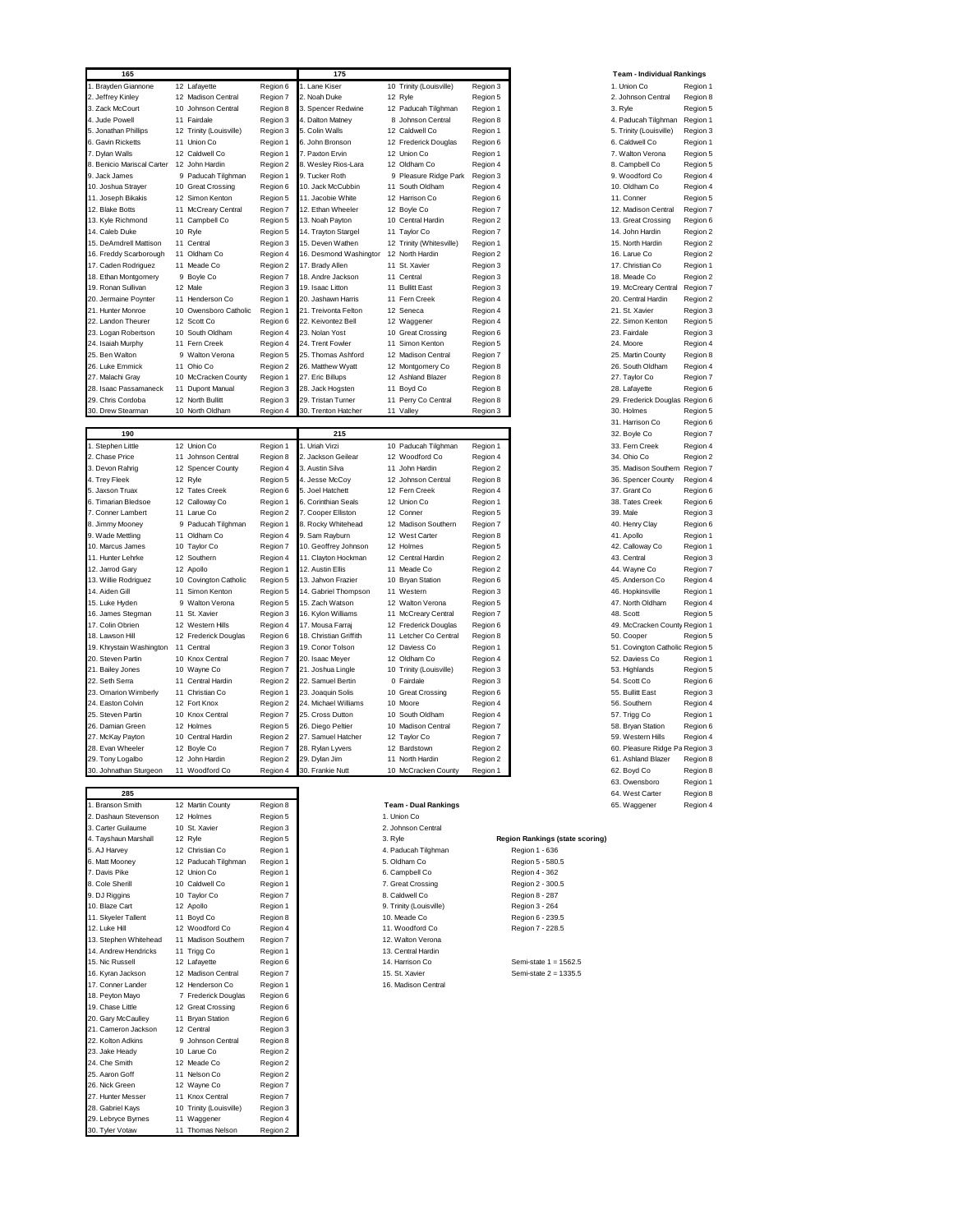| 165 | | | |
|---|---|---|---|
| 1. Brayden Giannone | 12 | Lafayette | Region 6 |
| 2. Jeffrey Kinley | 12 | Madison Central | Region 7 |
| 3. Zack McCourt | 10 | Johnson Central | Region 8 |
| 4. Jude Powell | 11 | Fairdale | Region 3 |
| 5. Jonathan Phillips | 12 | Trinity (Louisville) | Region 3 |
| 6. Gavin Ricketts | 11 | Union Co | Region 1 |
| 7. Dylan Walls | 12 | Caldwell Co | Region 1 |
| 8. Benicio Mariscal Carter | 12 | John Hardin | Region 2 |
| 9. Jack James | 9 | Paducah Tilghman | Region 1 |
| 10. Joshua Strayer | 10 | Great Crossing | Region 6 |
| 11. Joseph Bikakis | 12 | Simon Kenton | Region 5 |
| 12. Blake Botts | 11 | McCreary Central | Region 7 |
| 13. Kyle Richmond | 11 | Campbell Co | Region 5 |
| 14. Caleb Duke | 10 | Ryle | Region 5 |
| 15. DeAmdrell Mattison | 11 | Central | Region 3 |
| 16. Freddy Scarborough | 11 | Oldham Co | Region 4 |
| 17. Caden Rodriguez | 11 | Meade Co | Region 2 |
| 18. Ethan Montgomery | 9 | Boyle Co | Region 7 |
| 19. Ronan Sullivan | 12 | Male | Region 3 |
| 20. Jermaine Poynter | 11 | Henderson Co | Region 1 |
| 21. Hunter Monroe | 10 | Owensboro Catholic | Region 1 |
| 22. Landon Theurer | 12 | Scott Co | Region 6 |
| 23. Logan Robertson | 10 | South Oldham | Region 4 |
| 24. Isaiah Murphy | 11 | Fern Creek | Region 4 |
| 25. Ben Walton | 9 | Walton Verona | Region 5 |
| 26. Luke Emmick | 11 | Ohio Co | Region 2 |
| 27. Malachi Gray | 10 | McCracken County | Region 1 |
| 28. Isaac Passamaneck | 11 | Dupont Manual | Region 3 |
| 29. Chris Cordoba | 12 | North Bullitt | Region 3 |
| 30. Drew Stearman | 10 | North Oldham | Region 4 |

| 175 | | | |
|---|---|---|---|
| 1. Lane Kiser | 10 | Trinity (Louisville) | Region 3 |
| 2. Noah Duke | 12 | Ryle | Region 5 |
| 3. Spencer Redwine | 12 | Paducah Tilghman | Region 1 |
| 4. Dalton Matney | 8 | Johnson Central | Region 8 |
| 5. Colin Walls | 12 | Caldwell Co | Region 1 |
| 6. John Bronson | 12 | Frederick Douglas | Region 6 |
| 7. Paxton Ervin | 12 | Union Co | Region 1 |
| 8. Wesley Rios-Lara | 12 | Oldham Co | Region 4 |
| 9. Tucker Roth | 9 | Pleasure Ridge Park | Region 3 |
| 10. Jack McCubbin | 11 | South Oldham | Region 4 |
| 11. Jacobie White | 12 | Harrison Co | Region 6 |
| 12. Ethan Wheeler | 12 | Boyle Co | Region 7 |
| 13. Noah Payton | 10 | Central Hardin | Region 2 |
| 14. Trayton Stargel | 11 | Taylor Co | Region 7 |
| 15. Deven Wathen | 12 | Trinity (Whitesville) | Region 1 |
| 16. Desmond Washingtor | 12 | North Hardin | Region 2 |
| 17. Brady Allen | 11 | St. Xavier | Region 3 |
| 18. Andre Jackson | 11 | Central | Region 3 |
| 19. Isaac Litton | 11 | Bullitt East | Region 3 |
| 20. Jashawn Harris | 11 | Fern Creek | Region 4 |
| 21. Treivonta Felton | 12 | Seneca | Region 4 |
| 22. Keivontez Bell | 12 | Waggener | Region 4 |
| 23. Nolan Yost | 10 | Great Crossing | Region 6 |
| 24. Trent Fowler | 11 | Simon Kenton | Region 5 |
| 25. Thomas Ashford | 12 | Madison Central | Region 7 |
| 26. Matthew Wyatt | 12 | Montgomery Co | Region 8 |
| 27. Eric Billups | 12 | Ashland Blazer | Region 8 |
| 28. Jack Hogsten | 11 | Boyd Co | Region 8 |
| 29. Tristan Turner | 11 | Perry Co Central | Region 8 |
| 30. Trenton Hatcher | 11 | Valley | Region 3 |

| 190 | | | |
|---|---|---|---|
| 1. Stephen Little | 12 | Union Co | Region 1 |
| 2. Chase Price | 11 | Johnson Central | Region 8 |
| 3. Devon Rahrig | 12 | Spencer County | Region 4 |
| 4. Trey Fleek | 12 | Ryle | Region 5 |
| 5. Jaxson Truax | 12 | Tates Creek | Region 6 |
| 6. Timarian Bledsoe | 12 | Calloway Co | Region 1 |
| 7. Conner Lambert | 11 | Larue Co | Region 2 |
| 8. Jimmy Mooney | 9 | Paducah Tilghman | Region 1 |
| 9. Wade Mettling | 11 | Oldham Co | Region 4 |
| 10. Marcus James | 10 | Taylor Co | Region 7 |
| 11. Hunter Lehrke | 12 | Southern | Region 4 |
| 12. Jarrod Gary | 12 | Apollo | Region 1 |
| 13. Willie Rodriguez | 10 | Covington Catholic | Region 5 |
| 14. Aiden Gill | 11 | Simon Kenton | Region 5 |
| 15. Luke Hyden | 9 | Walton Verona | Region 5 |
| 16. James Stegman | 11 | St. Xavier | Region 3 |
| 17. Colin Obrien | 12 | Western Hills | Region 4 |
| 18. Lawson Hill | 12 | Frederick Douglas | Region 6 |
| 19. Khrystain Washington | 11 | Central | Region 3 |
| 20. Steven Partin | 10 | Knox Central | Region 7 |
| 21. Bailey Jones | 10 | Wayne Co | Region 7 |
| 22. Seth Serra | 11 | Central Hardin | Region 2 |
| 23. Omarion Wimberly | 11 | Christian Co | Region 1 |
| 24. Easton Colvin | 12 | Fort Knox | Region 2 |
| 25. Steven Partin | 10 | Knox Central | Region 7 |
| 26. Damian Green | 12 | Holmes | Region 5 |
| 27. McKay Payton | 10 | Central Hardin | Region 2 |
| 28. Evan Wheeler | 12 | Boyle Co | Region 7 |
| 29. Tony Logalbo | 12 | John Hardin | Region 2 |
| 30. Johnathan Sturgeon | 11 | Woodford Co | Region 4 |

| 215 | | | |
|---|---|---|---|
| 1. Uriah Virzi | 10 | Paducah Tilghman | Region 1 |
| 2. Jackson Geilear | 12 | Woodford Co | Region 4 |
| 3. Austin Silva | 11 | John Hardin | Region 2 |
| 4. Jesse McCoy | 12 | Johnson Central | Region 8 |
| 5. Joel Hatchett | 12 | Fern Creek | Region 4 |
| 6. Corinthian Seals | 12 | Union Co | Region 1 |
| 7. Cooper Elliston | 12 | Conner | Region 5 |
| 8. Rocky Whitehead | 12 | Madison Southern | Region 7 |
| 9. Sam Rayburn | 12 | West Carter | Region 8 |
| 10. Geoffrey Johnson | 12 | Holmes | Region 5 |
| 11. Clayton Hockman | 12 | Central Hardin | Region 2 |
| 12. Austin Ellis | 11 | Meade Co | Region 2 |
| 13. Jahvon Frazier | 10 | Bryan Station | Region 6 |
| 14. Gabriel Thompson | 11 | Western | Region 3 |
| 15. Zach Watson | 12 | Walton Verona | Region 5 |
| 16. Kylon Williams | 11 | McCreary Central | Region 7 |
| 17. Mousa Farraj | 12 | Frederick Douglas | Region 6 |
| 18. Christian Griffith | 11 | Letcher Co Central | Region 8 |
| 19. Conor Tolson | 12 | Daviess Co | Region 1 |
| 20. Isaac Meyer | 12 | Oldham Co | Region 4 |
| 21. Joshua Lingle | 10 | Trinity (Louisville) | Region 3 |
| 22. Samuel Bertin | 0 | Fairdale | Region 3 |
| 23. Joaquin Solis | 10 | Great Crossing | Region 6 |
| 24. Michael Williams | 10 | Moore | Region 4 |
| 25. Cross Dutton | 10 | South Oldham | Region 4 |
| 26. Diego Peltier | 10 | Madison Central | Region 7 |
| 27. Samuel Hatcher | 12 | Taylor Co | Region 7 |
| 28. Rylan Lyvers | 12 | Bardstown | Region 2 |
| 29. Dylan Jim | 11 | North Hardin | Region 2 |
| 30. Frankie Nutt | 10 | McCracken County | Region 1 |

| 285 | | | |
|---|---|---|---|
| 1. Branson Smith | 12 | Martin County | Region 8 |
| 2. Dashaun Stevenson | 12 | Holmes | Region 5 |
| 3. Carter Guillaume | 10 | St. Xavier | Region 3 |
| 4. Tayshaun Marshall | 12 | Ryle | Region 5 |
| 5. AJ Harvey | 12 | Christian Co | Region 1 |
| 6. Matt Mooney | 12 | Paducah Tilghman | Region 1 |
| 7. Davis Pike | 12 | Union Co | Region 1 |
| 8. Cole Sherill | 10 | Caldwell Co | Region 1 |
| 9. DJ Riggins | 10 | Taylor Co | Region 7 |
| 10. Blaze Cart | 12 | Apollo | Region 1 |
| 11. Skyeler Tallent | 11 | Boyd Co | Region 8 |
| 12. Luke Hill | 12 | Woodford Co | Region 4 |
| 13. Stephen Whitehead | 11 | Madison Southern | Region 7 |
| 14. Andrew Hendricks | 11 | Trigg Co | Region 1 |
| 15. Nic Russell | 12 | Lafayette | Region 6 |
| 16. Kyran Jackson | 12 | Madison Central | Region 7 |
| 17. Conner Lander | 12 | Henderson Co | Region 1 |
| 18. Peyton Mayo | 7 | Frederick Douglas | Region 6 |
| 19. Chase Little | 12 | Great Crossing | Region 6 |
| 20. Gary McCaulley | 11 | Bryan Station | Region 6 |
| 21. Cameron Jackson | 12 | Central | Region 3 |
| 22. Kolton Adkins | 9 | Johnson Central | Region 8 |
| 23. Jake Heady | 10 | Larue Co | Region 2 |
| 24. Che Smith | 12 | Meade Co | Region 2 |
| 25. Aaron Goff | 11 | Nelson Co | Region 2 |
| 26. Nick Green | 12 | Wayne Co | Region 7 |
| 27. Hunter Messer | 11 | Knox Central | Region 7 |
| 28. Gabriel Kays | 10 | Trinity (Louisville) | Region 3 |
| 29. Lebryce Byrnes | 11 | Waggener | Region 4 |
| 30. Tyler Votaw | 11 | Thomas Nelson | Region 2 |

**Team - Dual Rankings**

1. Union Co
2. Johnson Central
3. Ryle
4. Paducah Tilghman
5. Oldham Co
6. Campbell Co
7. Great Crossing
8. Caldwell Co
9. Trinity (Louisville)
10. Meade Co
11. Woodford Co
12. Walton Verona
13. Central Hardin
14. Harrison Co
15. St. Xavier
16. Madison Central

**Region Rankings (state scoring)**

Region 1 - 636
Region 5 - 580.5
Region 4 - 362
Region 2 - 300.5
Region 8 - 287
Region 3 - 264
Region 6 - 239.5
Region 7 - 228.5

Semi-state 1 = 1562.5
Semi-state 2 = 1335.5

**Team - Individual Rankings**

| | |
|---|---|
| 1. Union Co | Region 1 |
| 2. Johnson Central | Region 8 |
| 3. Ryle | Region 5 |
| 4. Paducah Tilghman | Region 1 |
| 5. Trinity (Louisville) | Region 3 |
| 6. Caldwell Co | Region 1 |
| 7. Walton Verona | Region 5 |
| 8. Campbell Co | Region 5 |
| 9. Woodford Co | Region 4 |
| 10. Oldham Co | Region 4 |
| 11. Conner | Region 5 |
| 12. Madison Central | Region 7 |
| 13. Great Crossing | Region 6 |
| 14. John Hardin | Region 2 |
| 15. North Hardin | Region 2 |
| 16. Larue Co | Region 2 |
| 17. Christian Co | Region 1 |
| 18. Meade Co | Region 2 |
| 19. McCreary Central | Region 7 |
| 20. Central Hardin | Region 2 |
| 21. St. Xavier | Region 3 |
| 22. Simon Kenton | Region 5 |
| 23. Fairdale | Region 3 |
| 24. Moore | Region 4 |
| 25. Martin County | Region 8 |
| 26. South Oldham | Region 4 |
| 27. Taylor Co | Region 7 |
| 28. Lafayette | Region 6 |
| 29. Frederick Douglas | Region 6 |
| 30. Holmes | Region 5 |
| 31. Harrison Co | Region 6 |
| 32. Boyle Co | Region 7 |
| 33. Fern Creek | Region 4 |
| 34. Ohio Co | Region 2 |
| 35. Madison Southern | Region 7 |
| 36. Spencer County | Region 4 |
| 37. Grant Co | Region 6 |
| 38. Tates Creek | Region 6 |
| 39. Male | Region 3 |
| 40. Henry Clay | Region 6 |
| 41. Apollo | Region 1 |
| 42. Calloway Co | Region 1 |
| 43. Central | Region 3 |
| 44. Wayne Co | Region 7 |
| 45. Anderson Co | Region 4 |
| 46. Hopkinsville | Region 1 |
| 47. North Oldham | Region 4 |
| 48. Scott | Region 5 |
| 49. McCracken County | Region 1 |
| 50. Cooper | Region 5 |
| 51. Covington Catholic | Region 5 |
| 52. Daviess Co | Region 1 |
| 53. Highlands | Region 5 |
| 54. Scott Co | Region 6 |
| 55. Bullitt East | Region 3 |
| 56. Southern | Region 4 |
| 57. Trigg Co | Region 1 |
| 58. Bryan Station | Region 6 |
| 59. Western Hills | Region 4 |
| 60. Pleasure Ridge Pa | Region 3 |
| 61. Ashland Blazer | Region 8 |
| 62. Boyd Co | Region 8 |
| 63. Owensboro | Region 1 |
| 64. West Carter | Region 8 |
| 65. Waggener | Region 4 |